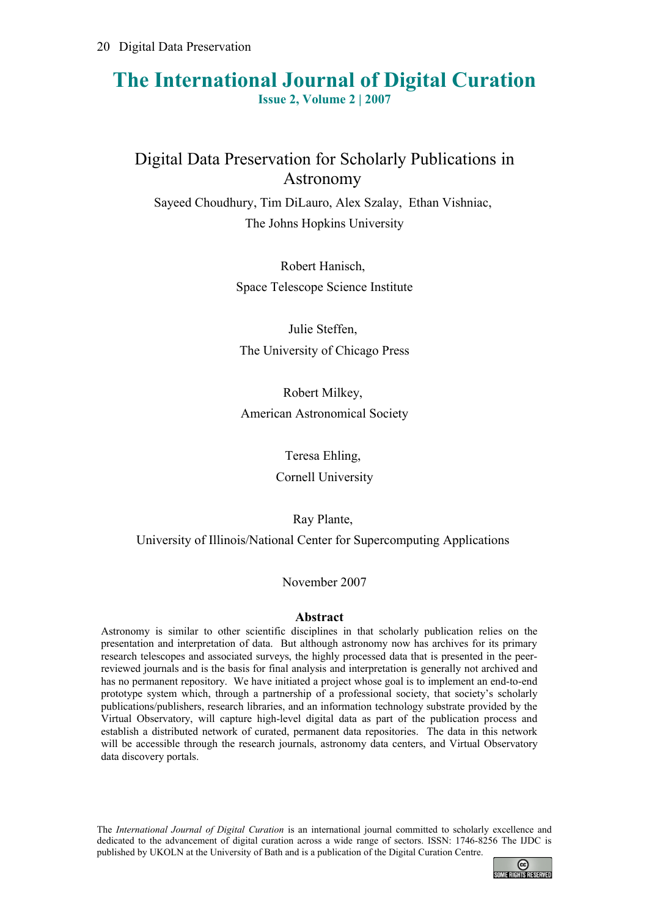# The International Journal of Digital Curation

**Issue 2, Volume 2 | 2007**

## Digital Data Preservation for Scholarly Publications in Astronomy

Sayeed Choudhury, Tim DiLauro, Alex Szalay, Ethan Vishniac,
The Johns Hopkins University

Robert Hanisch,
Space Telescope Science Institute

Julie Steffen,
The University of Chicago Press

Robert Milkey,
American Astronomical Society

Teresa Ehling,
Cornell University

Ray Plante,
University of Illinois/National Center for Supercomputing Applications

November 2007

### Abstract

Astronomy is similar to other scientific disciplines in that scholarly publication relies on the presentation and interpretation of data. But although astronomy now has archives for its primary research telescopes and associated surveys, the highly processed data that is presented in the peer-reviewed journals and is the basis for final analysis and interpretation is generally not archived and has no permanent repository. We have initiated a project whose goal is to implement an end-to-end prototype system which, through a partnership of a professional society, that society's scholarly publications/publishers, research libraries, and an information technology substrate provided by the Virtual Observatory, will capture high-level digital data as part of the publication process and establish a distributed network of curated, permanent data repositories. The data in this network will be accessible through the research journals, astronomy data centers, and Virtual Observatory data discovery portals.

The *International Journal of Digital Curation* is an international journal committed to scholarly excellence and dedicated to the advancement of digital curation across a wide range of sectors. ISSN: 1746-8256 The IJDC is published by UKOLN at the University of Bath and is a publication of the Digital Curation Centre.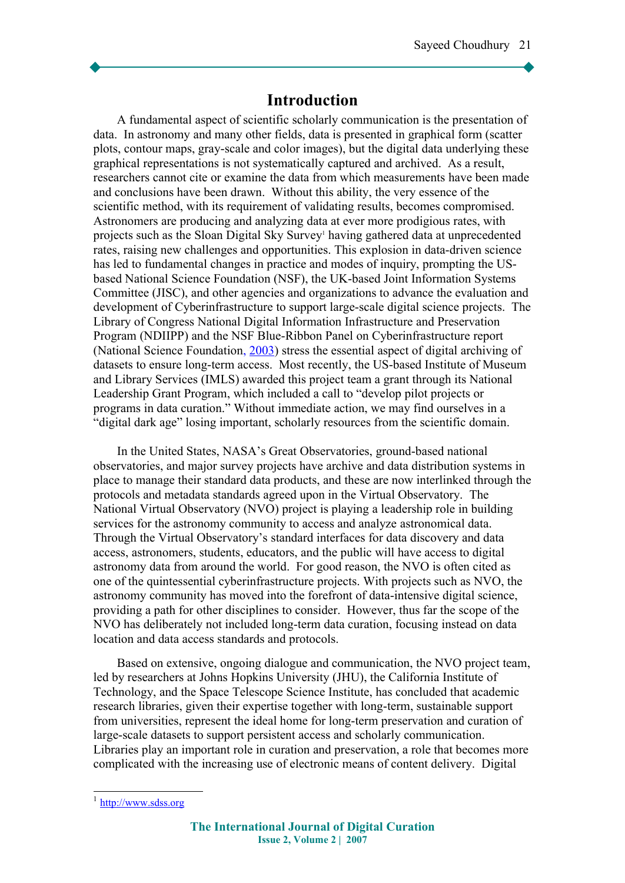## Introduction

A fundamental aspect of scientific scholarly communication is the presentation of data. In astronomy and many other fields, data is presented in graphical form (scatter plots, contour maps, gray-scale and color images), but the digital data underlying these graphical representations is not systematically captured and archived. As a result, researchers cannot cite or examine the data from which measurements have been made and conclusions have been drawn. Without this ability, the very essence of the scientific method, with its requirement of validating results, becomes compromised. Astronomers are producing and analyzing data at ever more prodigious rates, with projects such as the Sloan Digital Sky Survey[1] having gathered data at unprecedented rates, raising new challenges and opportunities. This explosion in data-driven science has led to fundamental changes in practice and modes of inquiry, prompting the US-based National Science Foundation (NSF), the UK-based Joint Information Systems Committee (JISC), and other agencies and organizations to advance the evaluation and development of Cyberinfrastructure to support large-scale digital science projects. The Library of Congress National Digital Information Infrastructure and Preservation Program (NDIIPP) and the NSF Blue-Ribbon Panel on Cyberinfrastructure report (National Science Foundation, 2003) stress the essential aspect of digital archiving of datasets to ensure long-term access. Most recently, the US-based Institute of Museum and Library Services (IMLS) awarded this project team a grant through its National Leadership Grant Program, which included a call to "develop pilot projects or programs in data curation." Without immediate action, we may find ourselves in a "digital dark age" losing important, scholarly resources from the scientific domain.

In the United States, NASA's Great Observatories, ground-based national observatories, and major survey projects have archive and data distribution systems in place to manage their standard data products, and these are now interlinked through the protocols and metadata standards agreed upon in the Virtual Observatory. The National Virtual Observatory (NVO) project is playing a leadership role in building services for the astronomy community to access and analyze astronomical data. Through the Virtual Observatory's standard interfaces for data discovery and data access, astronomers, students, educators, and the public will have access to digital astronomy data from around the world. For good reason, the NVO is often cited as one of the quintessential cyberinfrastructure projects. With projects such as NVO, the astronomy community has moved into the forefront of data-intensive digital science, providing a path for other disciplines to consider. However, thus far the scope of the NVO has deliberately not included long-term data curation, focusing instead on data location and data access standards and protocols.

Based on extensive, ongoing dialogue and communication, the NVO project team, led by researchers at Johns Hopkins University (JHU), the California Institute of Technology, and the Space Telescope Science Institute, has concluded that academic research libraries, given their expertise together with long-term, sustainable support from universities, represent the ideal home for long-term preservation and curation of large-scale datasets to support persistent access and scholarly communication. Libraries play an important role in curation and preservation, a role that becomes more complicated with the increasing use of electronic means of content delivery. Digital

[1] http://www.sdss.org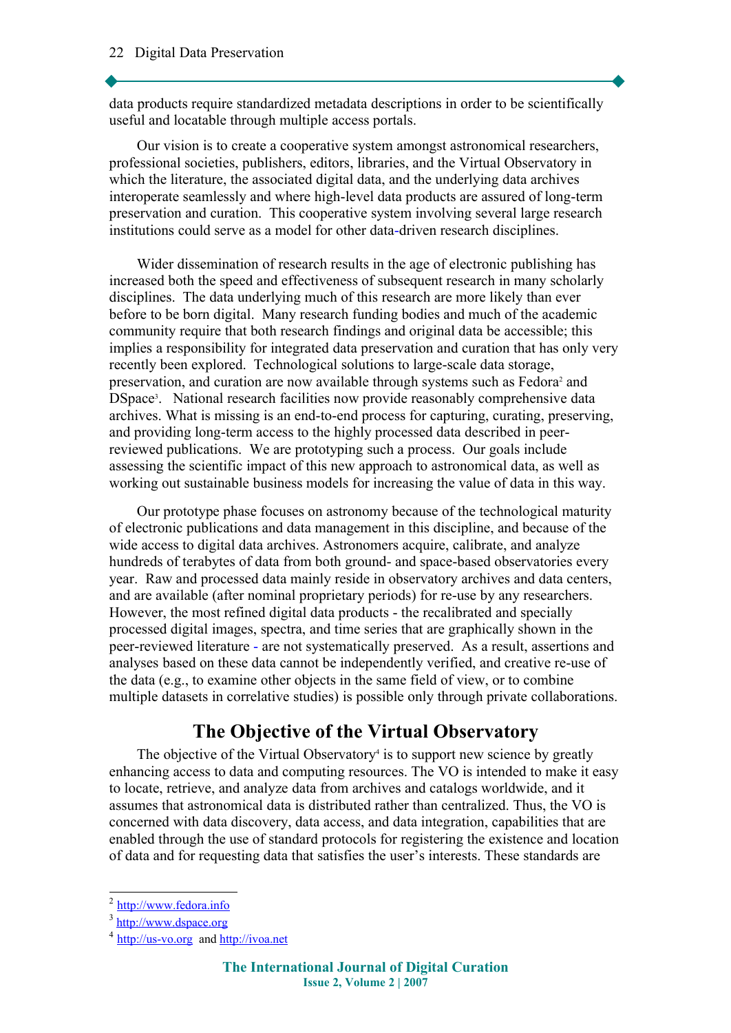data products require standardized metadata descriptions in order to be scientifically useful and locatable through multiple access portals.

Our vision is to create a cooperative system amongst astronomical researchers, professional societies, publishers, editors, libraries, and the Virtual Observatory in which the literature, the associated digital data, and the underlying data archives interoperate seamlessly and where high-level data products are assured of long-term preservation and curation. This cooperative system involving several large research institutions could serve as a model for other data-driven research disciplines.

Wider dissemination of research results in the age of electronic publishing has increased both the speed and effectiveness of subsequent research in many scholarly disciplines. The data underlying much of this research are more likely than ever before to be born digital. Many research funding bodies and much of the academic community require that both research findings and original data be accessible; this implies a responsibility for integrated data preservation and curation that has only very recently been explored. Technological solutions to large-scale data storage, preservation, and curation are now available through systems such as Fedora[2] and DSpace[3]. National research facilities now provide reasonably comprehensive data archives. What is missing is an end-to-end process for capturing, curating, preserving, and providing long-term access to the highly processed data described in peer-reviewed publications. We are prototyping such a process. Our goals include assessing the scientific impact of this new approach to astronomical data, as well as working out sustainable business models for increasing the value of data in this way.

Our prototype phase focuses on astronomy because of the technological maturity of electronic publications and data management in this discipline, and because of the wide access to digital data archives. Astronomers acquire, calibrate, and analyze hundreds of terabytes of data from both ground- and space-based observatories every year. Raw and processed data mainly reside in observatory archives and data centers, and are available (after nominal proprietary periods) for re-use by any researchers. However, the most refined digital data products - the recalibrated and specially processed digital images, spectra, and time series that are graphically shown in the peer-reviewed literature - are not systematically preserved. As a result, assertions and analyses based on these data cannot be independently verified, and creative re-use of the data (e.g., to examine other objects in the same field of view, or to combine multiple datasets in correlative studies) is possible only through private collaborations.

## The Objective of the Virtual Observatory

The objective of the Virtual Observatory[4] is to support new science by greatly enhancing access to data and computing resources. The VO is intended to make it easy to locate, retrieve, and analyze data from archives and catalogs worldwide, and it assumes that astronomical data is distributed rather than centralized. Thus, the VO is concerned with data discovery, data access, and data integration, capabilities that are enabled through the use of standard protocols for registering the existence and location of data and for requesting data that satisfies the user's interests. These standards are

---

[2] http://www.fedora.info

[3] http://www.dspace.org

[4] http://us-vo.org and http://ivoa.net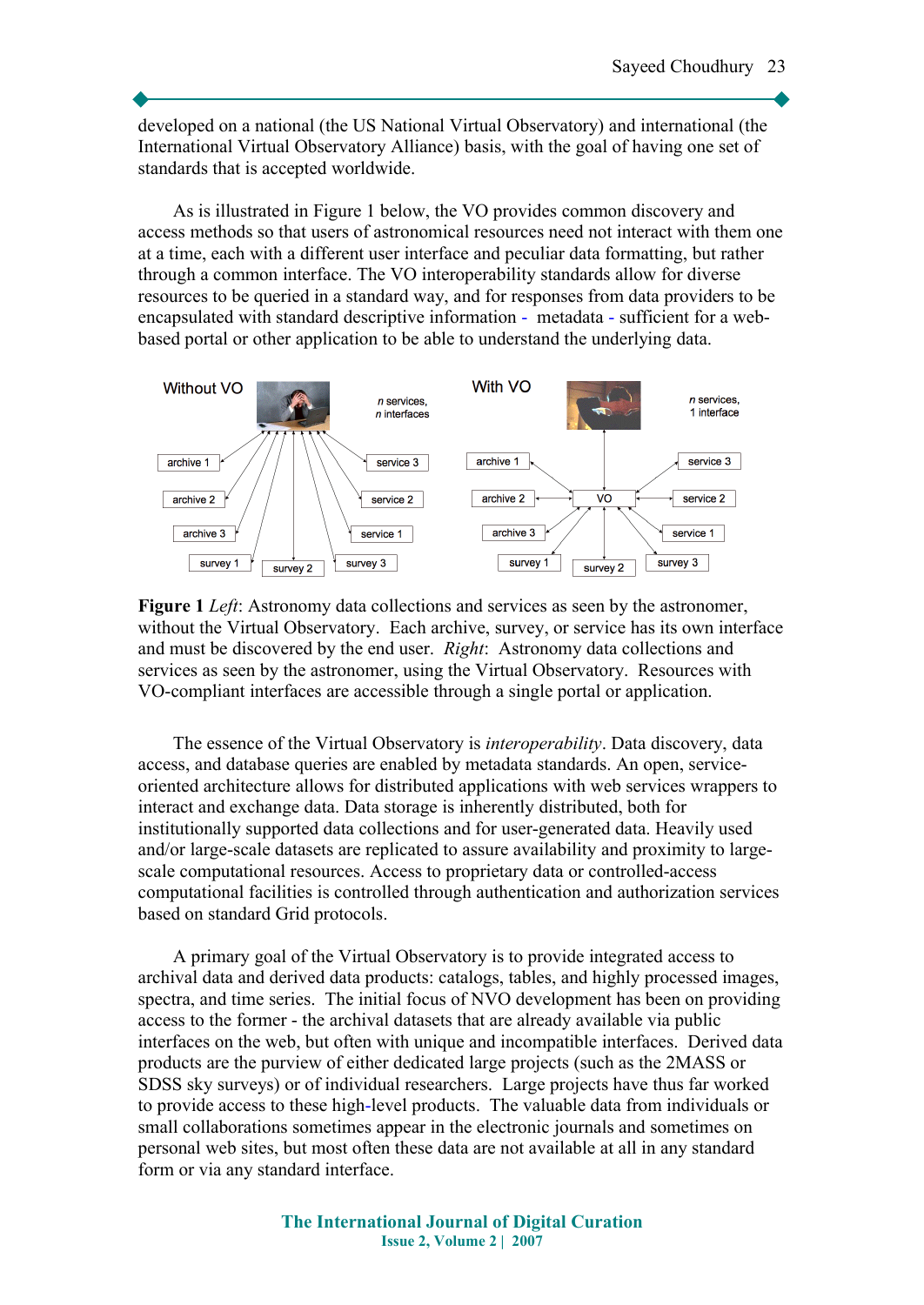developed on a national (the US National Virtual Observatory) and international (the International Virtual Observatory Alliance) basis, with the goal of having one set of standards that is accepted worldwide.

As is illustrated in Figure 1 below, the VO provides common discovery and access methods so that users of astronomical resources need not interact with them one at a time, each with a different user interface and peculiar data formatting, but rather through a common interface. The VO interoperability standards allow for diverse resources to be queried in a standard way, and for responses from data providers to be encapsulated with standard descriptive information - metadata - sufficient for a web-based portal or other application to be able to understand the underlying data.

**Figure 1** *Left*: Astronomy data collections and services as seen by the astronomer, without the Virtual Observatory. Each archive, survey, or service has its own interface and must be discovered by the end user. *Right*: Astronomy data collections and services as seen by the astronomer, using the Virtual Observatory. Resources with VO-compliant interfaces are accessible through a single portal or application.

The essence of the Virtual Observatory is *interoperability*. Data discovery, data access, and database queries are enabled by metadata standards. An open, service-oriented architecture allows for distributed applications with web services wrappers to interact and exchange data. Data storage is inherently distributed, both for institutionally supported data collections and for user-generated data. Heavily used and/or large-scale datasets are replicated to assure availability and proximity to large-scale computational resources. Access to proprietary data or controlled-access computational facilities is controlled through authentication and authorization services based on standard Grid protocols.

A primary goal of the Virtual Observatory is to provide integrated access to archival data and derived data products: catalogs, tables, and highly processed images, spectra, and time series. The initial focus of NVO development has been on providing access to the former - the archival datasets that are already available via public interfaces on the web, but often with unique and incompatible interfaces. Derived data products are the purview of either dedicated large projects (such as the 2MASS or SDSS sky surveys) or of individual researchers. Large projects have thus far worked to provide access to these high-level products. The valuable data from individuals or small collaborations sometimes appear in the electronic journals and sometimes on personal web sites, but most often these data are not available at all in any standard form or via any standard interface.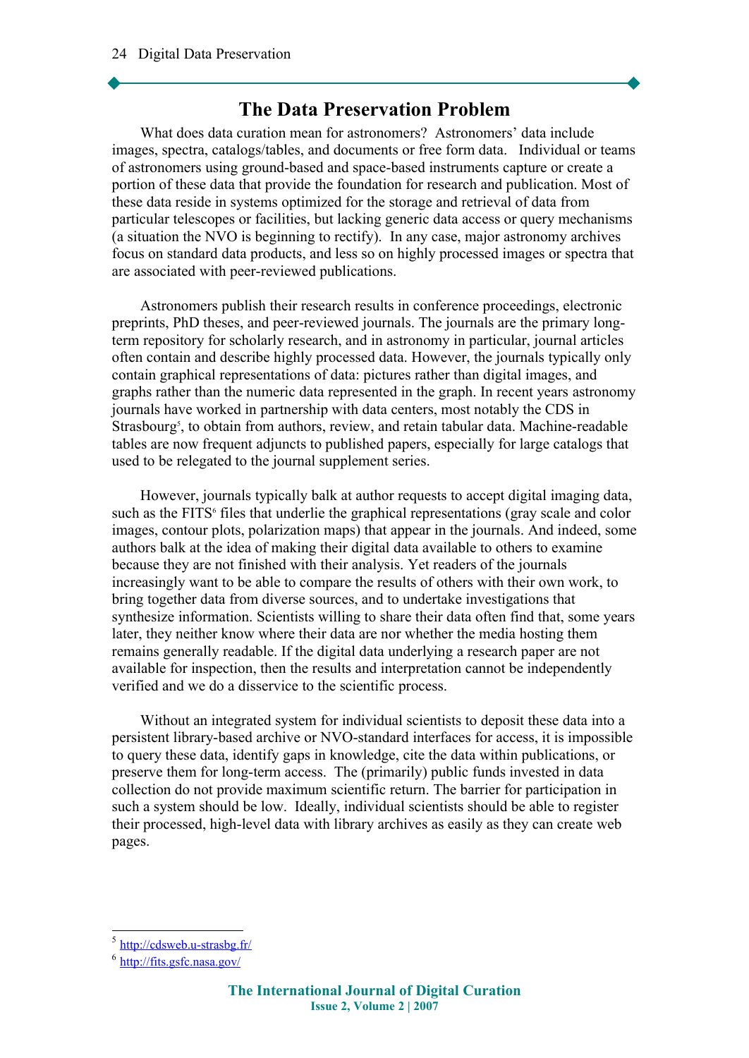## The Data Preservation Problem

What does data curation mean for astronomers? Astronomers' data include images, spectra, catalogs/tables, and documents or free form data. Individual or teams of astronomers using ground-based and space-based instruments capture or create a portion of these data that provide the foundation for research and publication. Most of these data reside in systems optimized for the storage and retrieval of data from particular telescopes or facilities, but lacking generic data access or query mechanisms (a situation the NVO is beginning to rectify). In any case, major astronomy archives focus on standard data products, and less so on highly processed images or spectra that are associated with peer-reviewed publications.

Astronomers publish their research results in conference proceedings, electronic preprints, PhD theses, and peer-reviewed journals. The journals are the primary long-term repository for scholarly research, and in astronomy in particular, journal articles often contain and describe highly processed data. However, the journals typically only contain graphical representations of data: pictures rather than digital images, and graphs rather than the numeric data represented in the graph. In recent years astronomy journals have worked in partnership with data centers, most notably the CDS in Strasbourg[5], to obtain from authors, review, and retain tabular data. Machine-readable tables are now frequent adjuncts to published papers, especially for large catalogs that used to be relegated to the journal supplement series.

However, journals typically balk at author requests to accept digital imaging data, such as the FITS[6] files that underlie the graphical representations (gray scale and color images, contour plots, polarization maps) that appear in the journals. And indeed, some authors balk at the idea of making their digital data available to others to examine because they are not finished with their analysis. Yet readers of the journals increasingly want to be able to compare the results of others with their own work, to bring together data from diverse sources, and to undertake investigations that synthesize information. Scientists willing to share their data often find that, some years later, they neither know where their data are nor whether the media hosting them remains generally readable. If the digital data underlying a research paper are not available for inspection, then the results and interpretation cannot be independently verified and we do a disservice to the scientific process.

Without an integrated system for individual scientists to deposit these data into a persistent library-based archive or NVO-standard interfaces for access, it is impossible to query these data, identify gaps in knowledge, cite the data within publications, or preserve them for long-term access. The (primarily) public funds invested in data collection do not provide maximum scientific return. The barrier for participation in such a system should be low. Ideally, individual scientists should be able to register their processed, high-level data with library archives as easily as they can create web pages.

---

[5] http://cdsweb.u-strasbg.fr/

[6] http://fits.gsfc.nasa.gov/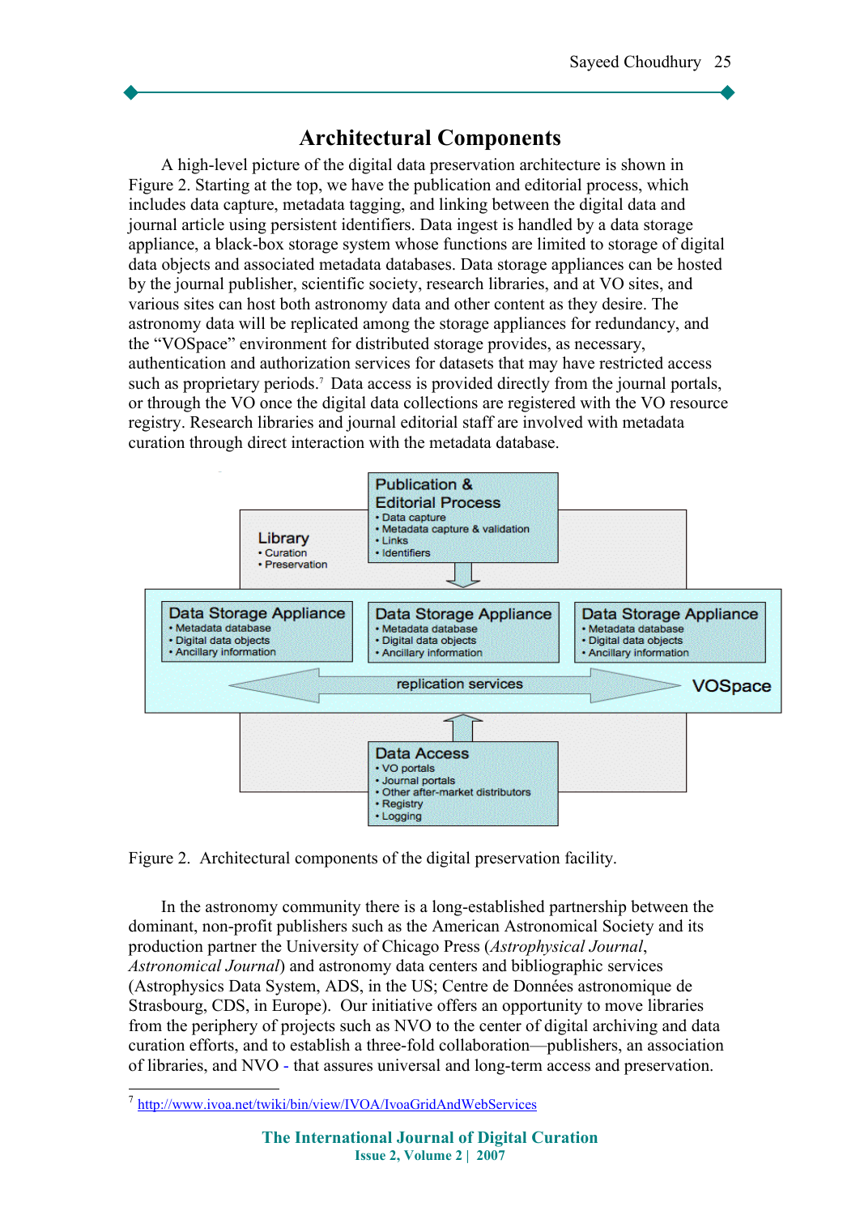## Architectural Components

A high-level picture of the digital data preservation architecture is shown in Figure 2. Starting at the top, we have the publication and editorial process, which includes data capture, metadata tagging, and linking between the digital data and journal article using persistent identifiers. Data ingest is handled by a data storage appliance, a black-box storage system whose functions are limited to storage of digital data objects and associated metadata databases. Data storage appliances can be hosted by the journal publisher, scientific society, research libraries, and at VO sites, and various sites can host both astronomy data and other content as they desire. The astronomy data will be replicated among the storage appliances for redundancy, and the "VOSpace" environment for distributed storage provides, as necessary, authentication and authorization services for datasets that may have restricted access such as proprietary periods.[7] Data access is provided directly from the journal portals, or through the VO once the digital data collections are registered with the VO resource registry. Research libraries and journal editorial staff are involved with metadata curation through direct interaction with the metadata database.

Figure 2. Architectural components of the digital preservation facility.

In the astronomy community there is a long-established partnership between the dominant, non-profit publishers such as the American Astronomical Society and its production partner the University of Chicago Press (*Astrophysical Journal*, *Astronomical Journal*) and astronomy data centers and bibliographic services (Astrophysics Data System, ADS, in the US; Centre de Données astronomique de Strasbourg, CDS, in Europe). Our initiative offers an opportunity to move libraries from the periphery of projects such as NVO to the center of digital archiving and data curation efforts, and to establish a three-fold collaboration—publishers, an association of libraries, and NVO - that assures universal and long-term access and preservation.

---

[7] http://www.ivoa.net/twiki/bin/view/IVOA/IvoaGridAndWebServices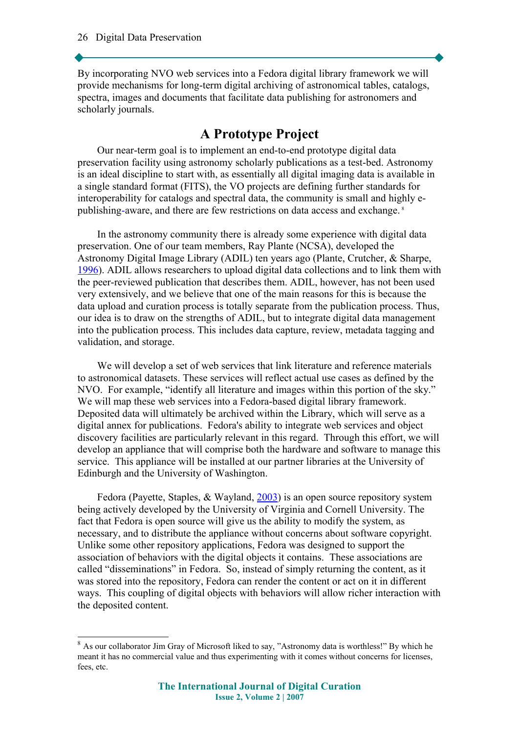By incorporating NVO web services into a Fedora digital library framework we will provide mechanisms for long-term digital archiving of astronomical tables, catalogs, spectra, images and documents that facilitate data publishing for astronomers and scholarly journals.

## A Prototype Project

Our near-term goal is to implement an end-to-end prototype digital data preservation facility using astronomy scholarly publications as a test-bed. Astronomy is an ideal discipline to start with, as essentially all digital imaging data is available in a single standard format (FITS), the VO projects are defining further standards for interoperability for catalogs and spectral data, the community is small and highly e-publishing-aware, and there are few restrictions on data access and exchange.[8]

In the astronomy community there is already some experience with digital data preservation. One of our team members, Ray Plante (NCSA), developed the Astronomy Digital Image Library (ADIL) ten years ago (Plante, Crutcher, & Sharpe, 1996). ADIL allows researchers to upload digital data collections and to link them with the peer-reviewed publication that describes them. ADIL, however, has not been used very extensively, and we believe that one of the main reasons for this is because the data upload and curation process is totally separate from the publication process. Thus, our idea is to draw on the strengths of ADIL, but to integrate digital data management into the publication process. This includes data capture, review, metadata tagging and validation, and storage.

We will develop a set of web services that link literature and reference materials to astronomical datasets. These services will reflect actual use cases as defined by the NVO. For example, "identify all literature and images within this portion of the sky." We will map these web services into a Fedora-based digital library framework. Deposited data will ultimately be archived within the Library, which will serve as a digital annex for publications. Fedora's ability to integrate web services and object discovery facilities are particularly relevant in this regard. Through this effort, we will develop an appliance that will comprise both the hardware and software to manage this service. This appliance will be installed at our partner libraries at the University of Edinburgh and the University of Washington.

Fedora (Payette, Staples, & Wayland, 2003) is an open source repository system being actively developed by the University of Virginia and Cornell University. The fact that Fedora is open source will give us the ability to modify the system, as necessary, and to distribute the appliance without concerns about software copyright. Unlike some other repository applications, Fedora was designed to support the association of behaviors with the digital objects it contains. These associations are called "disseminations" in Fedora. So, instead of simply returning the content, as it was stored into the repository, Fedora can render the content or act on it in different ways. This coupling of digital objects with behaviors will allow richer interaction with the deposited content.

---

[8] As our collaborator Jim Gray of Microsoft liked to say, "Astronomy data is worthless!" By which he meant it has no commercial value and thus experimenting with it comes without concerns for licenses, fees, etc.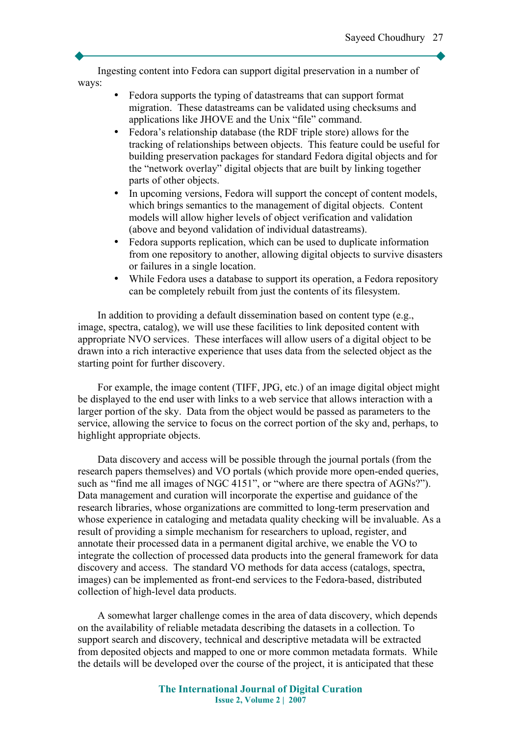Ingesting content into Fedora can support digital preservation in a number of ways:

- Fedora supports the typing of datastreams that can support format migration. These datastreams can be validated using checksums and applications like JHOVE and the Unix "file" command.
- Fedora's relationship database (the RDF triple store) allows for the tracking of relationships between objects. This feature could be useful for building preservation packages for standard Fedora digital objects and for the "network overlay" digital objects that are built by linking together parts of other objects.
- In upcoming versions, Fedora will support the concept of content models, which brings semantics to the management of digital objects. Content models will allow higher levels of object verification and validation (above and beyond validation of individual datastreams).
- Fedora supports replication, which can be used to duplicate information from one repository to another, allowing digital objects to survive disasters or failures in a single location.
- While Fedora uses a database to support its operation, a Fedora repository can be completely rebuilt from just the contents of its filesystem.

In addition to providing a default dissemination based on content type (e.g., image, spectra, catalog), we will use these facilities to link deposited content with appropriate NVO services. These interfaces will allow users of a digital object to be drawn into a rich interactive experience that uses data from the selected object as the starting point for further discovery.

For example, the image content (TIFF, JPG, etc.) of an image digital object might be displayed to the end user with links to a web service that allows interaction with a larger portion of the sky. Data from the object would be passed as parameters to the service, allowing the service to focus on the correct portion of the sky and, perhaps, to highlight appropriate objects.

Data discovery and access will be possible through the journal portals (from the research papers themselves) and VO portals (which provide more open-ended queries, such as "find me all images of NGC 4151", or "where are there spectra of AGNs?"). Data management and curation will incorporate the expertise and guidance of the research libraries, whose organizations are committed to long-term preservation and whose experience in cataloging and metadata quality checking will be invaluable. As a result of providing a simple mechanism for researchers to upload, register, and annotate their processed data in a permanent digital archive, we enable the VO to integrate the collection of processed data products into the general framework for data discovery and access. The standard VO methods for data access (catalogs, spectra, images) can be implemented as front-end services to the Fedora-based, distributed collection of high-level data products.

A somewhat larger challenge comes in the area of data discovery, which depends on the availability of reliable metadata describing the datasets in a collection. To support search and discovery, technical and descriptive metadata will be extracted from deposited objects and mapped to one or more common metadata formats. While the details will be developed over the course of the project, it is anticipated that these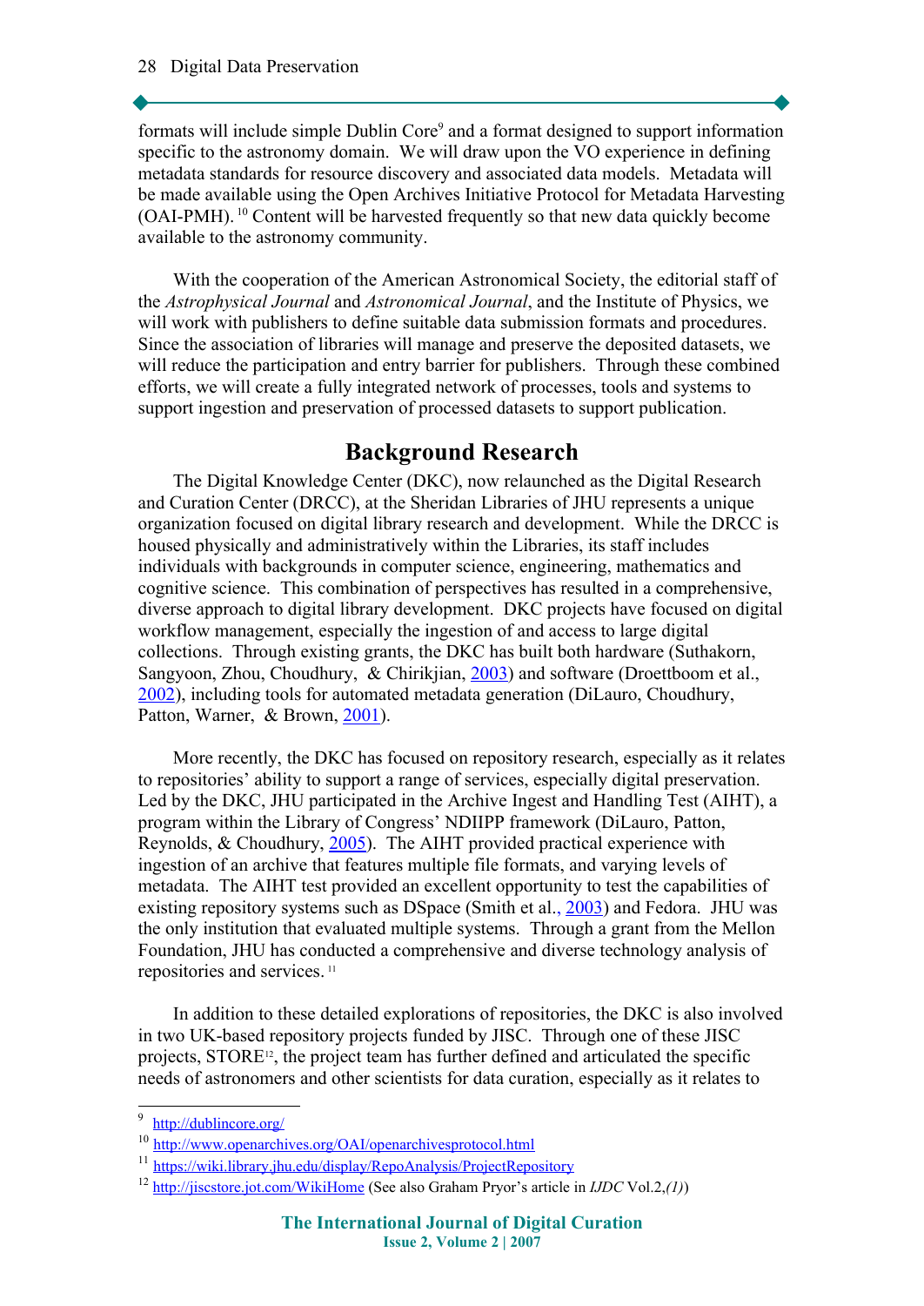formats will include simple Dublin Core[9] and a format designed to support information specific to the astronomy domain. We will draw upon the VO experience in defining metadata standards for resource discovery and associated data models. Metadata will be made available using the Open Archives Initiative Protocol for Metadata Harvesting (OAI-PMH).[10] Content will be harvested frequently so that new data quickly become available to the astronomy community.

With the cooperation of the American Astronomical Society, the editorial staff of the *Astrophysical Journal* and *Astronomical Journal*, and the Institute of Physics, we will work with publishers to define suitable data submission formats and procedures. Since the association of libraries will manage and preserve the deposited datasets, we will reduce the participation and entry barrier for publishers. Through these combined efforts, we will create a fully integrated network of processes, tools and systems to support ingestion and preservation of processed datasets to support publication.

## Background Research

The Digital Knowledge Center (DKC), now relaunched as the Digital Research and Curation Center (DRCC), at the Sheridan Libraries of JHU represents a unique organization focused on digital library research and development. While the DRCC is housed physically and administratively within the Libraries, its staff includes individuals with backgrounds in computer science, engineering, mathematics and cognitive science. This combination of perspectives has resulted in a comprehensive, diverse approach to digital library development. DKC projects have focused on digital workflow management, especially the ingestion of and access to large digital collections. Through existing grants, the DKC has built both hardware (Suthakorn, Sangyoon, Zhou, Choudhury, & Chirikjian, 2003) and software (Droettboom et al., 2002), including tools for automated metadata generation (DiLauro, Choudhury, Patton, Warner, & Brown, 2001).

More recently, the DKC has focused on repository research, especially as it relates to repositories' ability to support a range of services, especially digital preservation. Led by the DKC, JHU participated in the Archive Ingest and Handling Test (AIHT), a program within the Library of Congress' NDIIPP framework (DiLauro, Patton, Reynolds, & Choudhury, 2005). The AIHT provided practical experience with ingestion of an archive that features multiple file formats, and varying levels of metadata. The AIHT test provided an excellent opportunity to test the capabilities of existing repository systems such as DSpace (Smith et al., 2003) and Fedora. JHU was the only institution that evaluated multiple systems. Through a grant from the Mellon Foundation, JHU has conducted a comprehensive and diverse technology analysis of repositories and services.[11]

In addition to these detailed explorations of repositories, the DKC is also involved in two UK-based repository projects funded by JISC. Through one of these JISC projects, STORE[12], the project team has further defined and articulated the specific needs of astronomers and other scientists for data curation, especially as it relates to

---

[9] http://dublincore.org/

[10] http://www.openarchives.org/OAI/openarchivesprotocol.html

[11] https://wiki.library.jhu.edu/display/RepoAnalysis/ProjectRepository

[12] http://jiscstore.jot.com/WikiHome (See also Graham Pryor's article in *IJDC* Vol.2,*(1)*)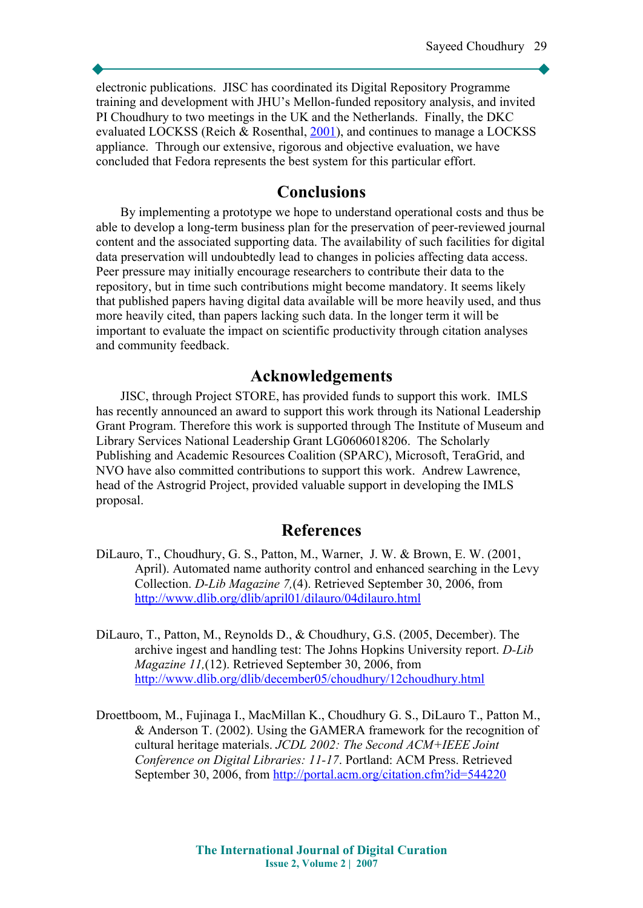electronic publications. JISC has coordinated its Digital Repository Programme training and development with JHU's Mellon-funded repository analysis, and invited PI Choudhury to two meetings in the UK and the Netherlands. Finally, the DKC evaluated LOCKSS (Reich & Rosenthal, 2001), and continues to manage a LOCKSS appliance. Through our extensive, rigorous and objective evaluation, we have concluded that Fedora represents the best system for this particular effort.

## Conclusions

By implementing a prototype we hope to understand operational costs and thus be able to develop a long-term business plan for the preservation of peer-reviewed journal content and the associated supporting data. The availability of such facilities for digital data preservation will undoubtedly lead to changes in policies affecting data access. Peer pressure may initially encourage researchers to contribute their data to the repository, but in time such contributions might become mandatory. It seems likely that published papers having digital data available will be more heavily used, and thus more heavily cited, than papers lacking such data. In the longer term it will be important to evaluate the impact on scientific productivity through citation analyses and community feedback.

## Acknowledgements

JISC, through Project STORE, has provided funds to support this work. IMLS has recently announced an award to support this work through its National Leadership Grant Program. Therefore this work is supported through The Institute of Museum and Library Services National Leadership Grant LG0606018206. The Scholarly Publishing and Academic Resources Coalition (SPARC), Microsoft, TeraGrid, and NVO have also committed contributions to support this work. Andrew Lawrence, head of the Astrogrid Project, provided valuable support in developing the IMLS proposal.

## References

DiLauro, T., Choudhury, G. S., Patton, M., Warner, J. W. & Brown, E. W. (2001, April). Automated name authority control and enhanced searching in the Levy Collection. *D-Lib Magazine 7,*(4). Retrieved September 30, 2006, from http://www.dlib.org/dlib/april01/dilauro/04dilauro.html

DiLauro, T., Patton, M., Reynolds D., & Choudhury, G.S. (2005, December). The archive ingest and handling test: The Johns Hopkins University report. *D-Lib Magazine 11,*(12). Retrieved September 30, 2006, from http://www.dlib.org/dlib/december05/choudhury/12choudhury.html

Droettboom, M., Fujinaga I., MacMillan K., Choudhury G. S., DiLauro T., Patton M., & Anderson T. (2002). Using the GAMERA framework for the recognition of cultural heritage materials. *JCDL 2002: The Second ACM+IEEE Joint Conference on Digital Libraries: 11-17*. Portland: ACM Press. Retrieved September 30, 2006, from http://portal.acm.org/citation.cfm?id=544220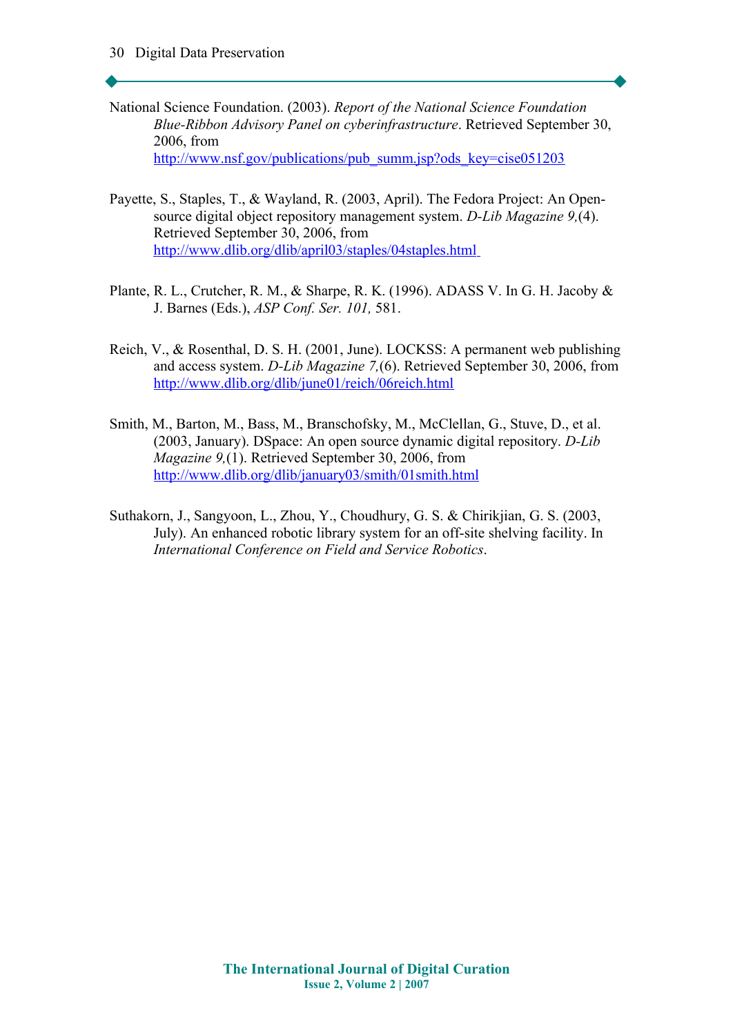National Science Foundation. (2003). *Report of the National Science Foundation Blue-Ribbon Advisory Panel on cyberinfrastructure*. Retrieved September 30, 2006, from http://www.nsf.gov/publications/pub_summ.jsp?ods_key=cise051203

Payette, S., Staples, T., & Wayland, R. (2003, April). The Fedora Project: An Open-source digital object repository management system. *D-Lib Magazine 9,*(4). Retrieved September 30, 2006, from http://www.dlib.org/dlib/april03/staples/04staples.html

Plante, R. L., Crutcher, R. M., & Sharpe, R. K. (1996). ADASS V. In G. H. Jacoby & J. Barnes (Eds.), *ASP Conf. Ser. 101,* 581.

Reich, V., & Rosenthal, D. S. H. (2001, June). LOCKSS: A permanent web publishing and access system. *D-Lib Magazine 7,*(6). Retrieved September 30, 2006, from http://www.dlib.org/dlib/june01/reich/06reich.html

Smith, M., Barton, M., Bass, M., Branschofsky, M., McClellan, G., Stuve, D., et al. (2003, January). DSpace: An open source dynamic digital repository. *D-Lib Magazine 9,*(1). Retrieved September 30, 2006, from http://www.dlib.org/dlib/january03/smith/01smith.html

Suthakorn, J., Sangyoon, L., Zhou, Y., Choudhury, G. S. & Chirikjian, G. S. (2003, July). An enhanced robotic library system for an off-site shelving facility. In *International Conference on Field and Service Robotics*.